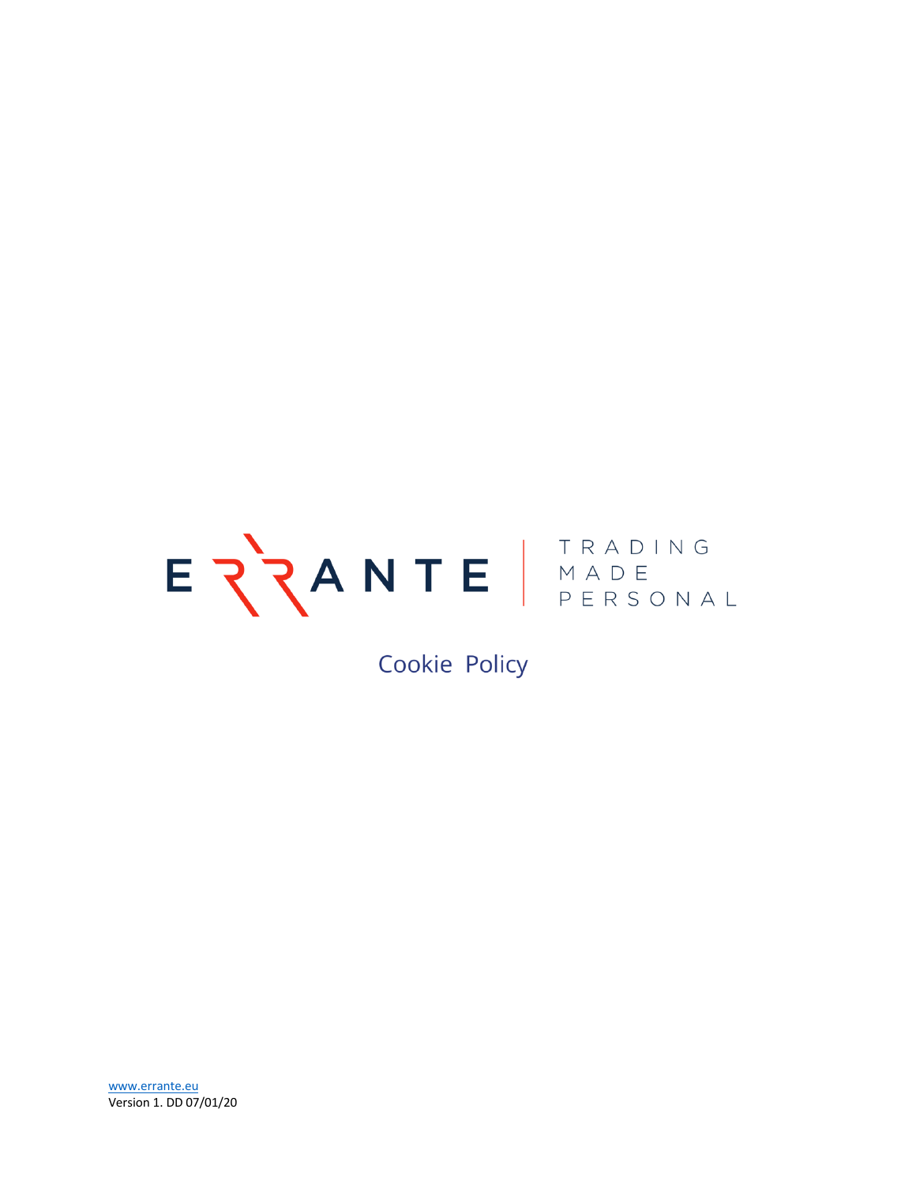ERRANTE | TRADING MADE PERSONAL

# Cookie Policy

www.errante.eu
Version 1. DD 07/01/20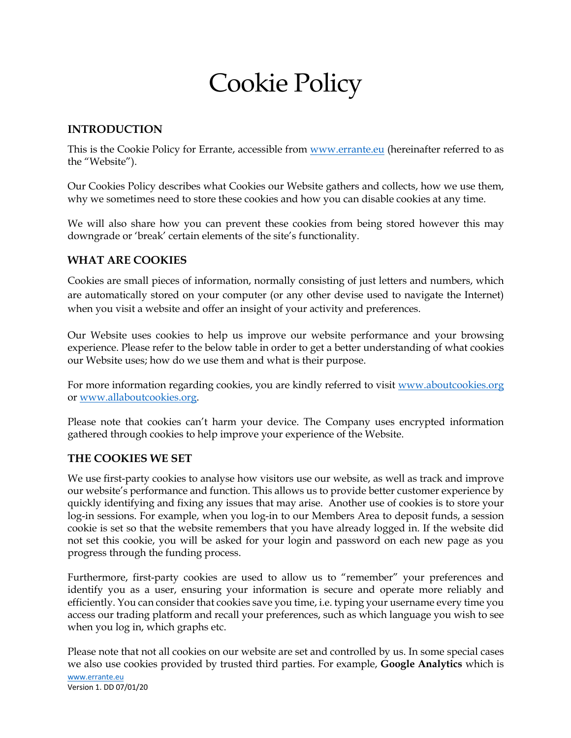# Cookie Policy

## INTRODUCTION

This is the Cookie Policy for Errante, accessible from [www.errante.eu](www.errante.eu) (hereinafter referred to as the "Website").

Our Cookies Policy describes what Cookies our Website gathers and collects, how we use them, why we sometimes need to store these cookies and how you can disable cookies at any time.

We will also share how you can prevent these cookies from being stored however this may downgrade or 'break' certain elements of the site's functionality.

## WHAT ARE COOKIES

Cookies are small pieces of information, normally consisting of just letters and numbers, which are automatically stored on your computer (or any other devise used to navigate the Internet) when you visit a website and offer an insight of your activity and preferences.

Our Website uses cookies to help us improve our website performance and your browsing experience. Please refer to the below table in order to get a better understanding of what cookies our Website uses; how do we use them and what is their purpose.

For more information regarding cookies, you are kindly referred to visit [www.aboutcookies.org](www.aboutcookies.org) or [www.allaboutcookies.org](www.allaboutcookies.org).

Please note that cookies can't harm your device. The Company uses encrypted information gathered through cookies to help improve your experience of the Website.

## THE COOKIES WE SET

We use first-party cookies to analyse how visitors use our website, as well as track and improve our website's performance and function. This allows us to provide better customer experience by quickly identifying and fixing any issues that may arise. Another use of cookies is to store your log-in sessions. For example, when you log-in to our Members Area to deposit funds, a session cookie is set so that the website remembers that you have already logged in. If the website did not set this cookie, you will be asked for your login and password on each new page as you progress through the funding process.

Furthermore, first-party cookies are used to allow us to "remember" your preferences and identify you as a user, ensuring your information is secure and operate more reliably and efficiently. You can consider that cookies save you time, i.e. typing your username every time you access our trading platform and recall your preferences, such as which language you wish to see when you log in, which graphs etc.

Please note that not all cookies on our website are set and controlled by us. In some special cases we also use cookies provided by trusted third parties. For example, **Google Analytics** which is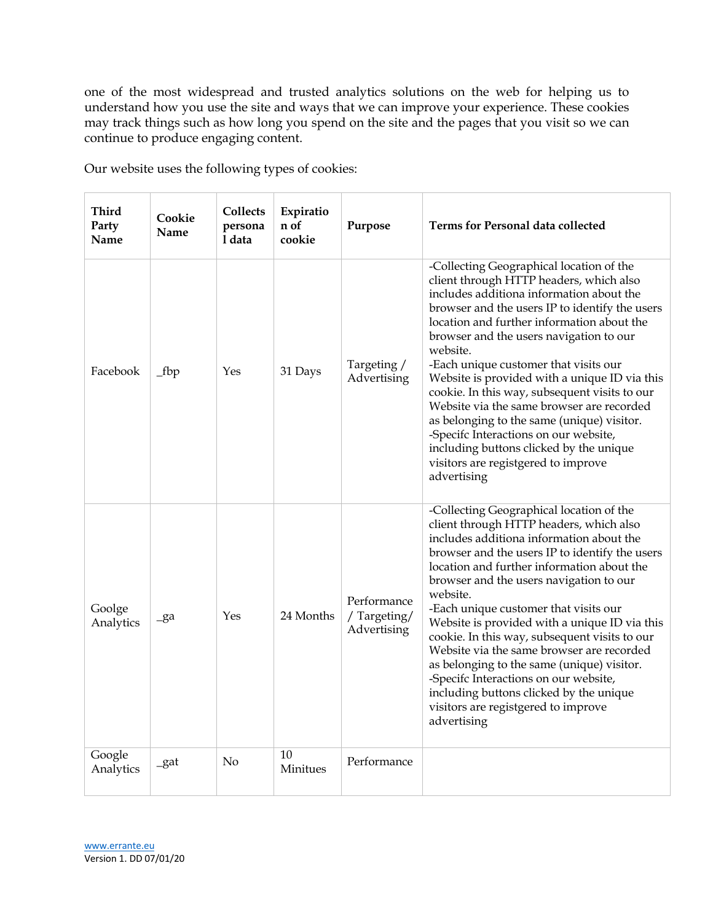one of the most widespread and trusted analytics solutions on the web for helping us to understand how you use the site and ways that we can improve your experience. These cookies may track things such as how long you spend on the site and the pages that you visit so we can continue to produce engaging content.

Our website uses the following types of cookies:

| **Third Party Name** | **Cookie Name** | **Collects personal data** | **Expiration of cookie** | **Purpose** | **Terms for Personal data collected** |
|---|---|---|---|---|---|
| Facebook | _fbp | Yes | 31 Days | Targeting / Advertising | -Collecting Geographical location of the client through HTTP headers, which also includes additiona information about the browser and the users IP to identify the users location and further information about the browser and the users navigation to our website.<br>-Each unique customer that visits our Website is provided with a unique ID via this cookie. In this way, subsequent visits to our Website via the same browser are recorded as belonging to the same (unique) visitor.<br>-Specifc Interactions on our website, including buttons clicked by the unique visitors are registgered to improve advertising |
| Goolge Analytics | _ga | Yes | 24 Months | Performance / Targeting/ Advertising | -Collecting Geographical location of the client through HTTP headers, which also includes additiona information about the browser and the users IP to identify the users location and further information about the browser and the users navigation to our website.<br>-Each unique customer that visits our Website is provided with a unique ID via this cookie. In this way, subsequent visits to our Website via the same browser are recorded as belonging to the same (unique) visitor.<br>-Specifc Interactions on our website, including buttons clicked by the unique visitors are registgered to improve advertising |
| Google Analytics | _gat | No | 10 Minitues | Performance | |

[www.errante.eu](http://www.errante.eu)
Version 1. DD 07/01/20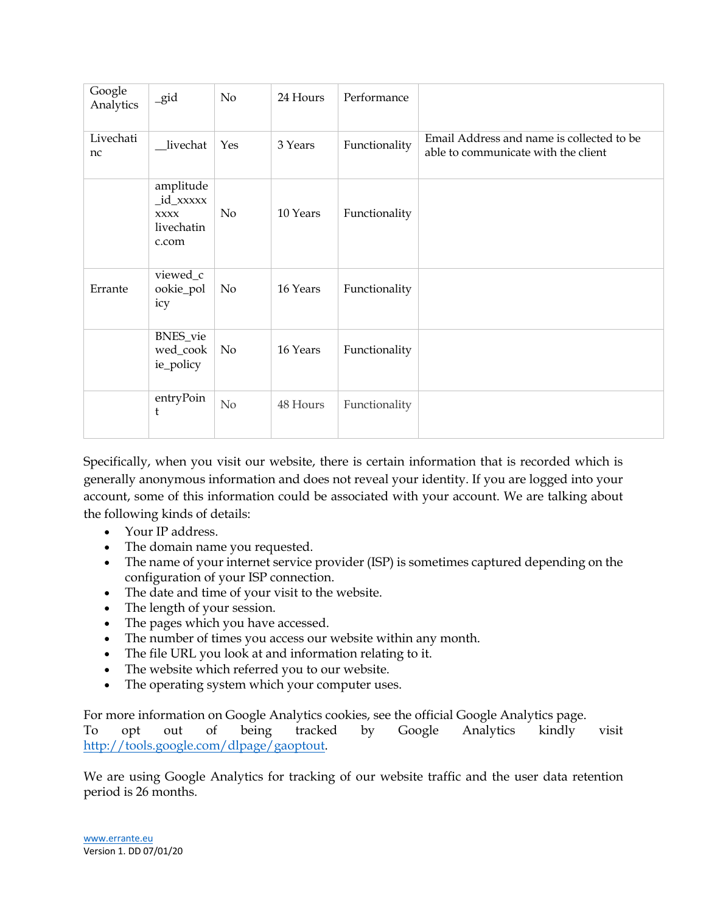| Google Analytics | _gid | No | 24 Hours | Performance | |
|---|---|---|---|---|---|
| Livechatinc | __livechat | Yes | 3 Years | Functionality | Email Address and name is collected to be able to communicate with the client |
| | amplitude_id_xxxxxxxx livechatinc.com | No | 10 Years | Functionality | |
| Errante | viewed_cookie_policy | No | 16 Years | Functionality | |
| | BNES_viewed_cookie_policy | No | 16 Years | Functionality | |
| | entryPoint | No | 48 Hours | Functionality | |

Specifically, when you visit our website, there is certain information that is recorded which is generally anonymous information and does not reveal your identity. If you are logged into your account, some of this information could be associated with your account. We are talking about the following kinds of details:

- Your IP address.
- The domain name you requested.
- The name of your internet service provider (ISP) is sometimes captured depending on the configuration of your ISP connection.
- The date and time of your visit to the website.
- The length of your session.
- The pages which you have accessed.
- The number of times you access our website within any month.
- The file URL you look at and information relating to it.
- The website which referred you to our website.
- The operating system which your computer uses.

For more information on Google Analytics cookies, see the official Google Analytics page.
To opt out of being tracked by Google Analytics kindly visit http://tools.google.com/dlpage/gaoptout.

We are using Google Analytics for tracking of our website traffic and the user data retention period is 26 months.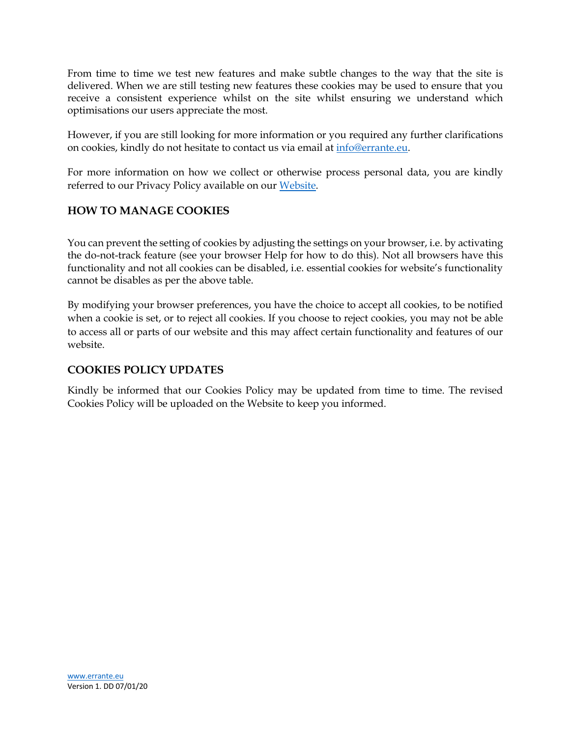From time to time we test new features and make subtle changes to the way that the site is delivered. When we are still testing new features these cookies may be used to ensure that you receive a consistent experience whilst on the site whilst ensuring we understand which optimisations our users appreciate the most.

However, if you are still looking for more information or you required any further clarifications on cookies, kindly do not hesitate to contact us via email at [info@errante.eu](mailto:info@errante.eu).

For more information on how we collect or otherwise process personal data, you are kindly referred to our Privacy Policy available on our Website.

## HOW TO MANAGE COOKIES

You can prevent the setting of cookies by adjusting the settings on your browser, i.e. by activating the do-not-track feature (see your browser Help for how to do this). Not all browsers have this functionality and not all cookies can be disabled, i.e. essential cookies for website's functionality cannot be disables as per the above table.

By modifying your browser preferences, you have the choice to accept all cookies, to be notified when a cookie is set, or to reject all cookies. If you choose to reject cookies, you may not be able to access all or parts of our website and this may affect certain functionality and features of our website.

## COOKIES POLICY UPDATES

Kindly be informed that our Cookies Policy may be updated from time to time. The revised Cookies Policy will be uploaded on the Website to keep you informed.

www.errante.eu
Version 1. DD 07/01/20